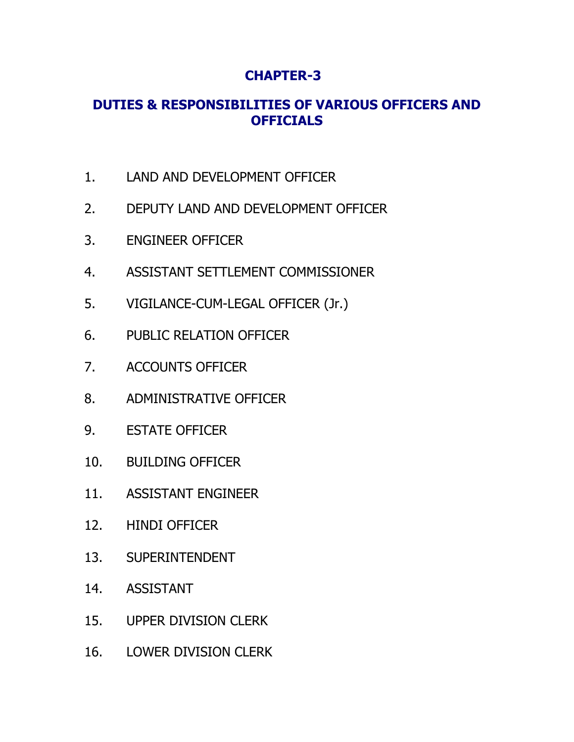# CHAPTER-3

## DUTIES & RESPONSIBILITIES OF VARIOUS OFFICERS AND OFFICIALS

1. LAND AND DEVELOPMENT OFFICER
2. DEPUTY LAND AND DEVELOPMENT OFFICER
3. ENGINEER OFFICER
4. ASSISTANT SETTLEMENT COMMISSIONER
5. VIGILANCE-CUM-LEGAL OFFICER (Jr.)
6. PUBLIC RELATION OFFICER
7. ACCOUNTS OFFICER
8. ADMINISTRATIVE OFFICER
9. ESTATE OFFICER
10. BUILDING OFFICER
11. ASSISTANT ENGINEER
12. HINDI OFFICER
13. SUPERINTENDENT
14. ASSISTANT
15. UPPER DIVISION CLERK
16. LOWER DIVISION CLERK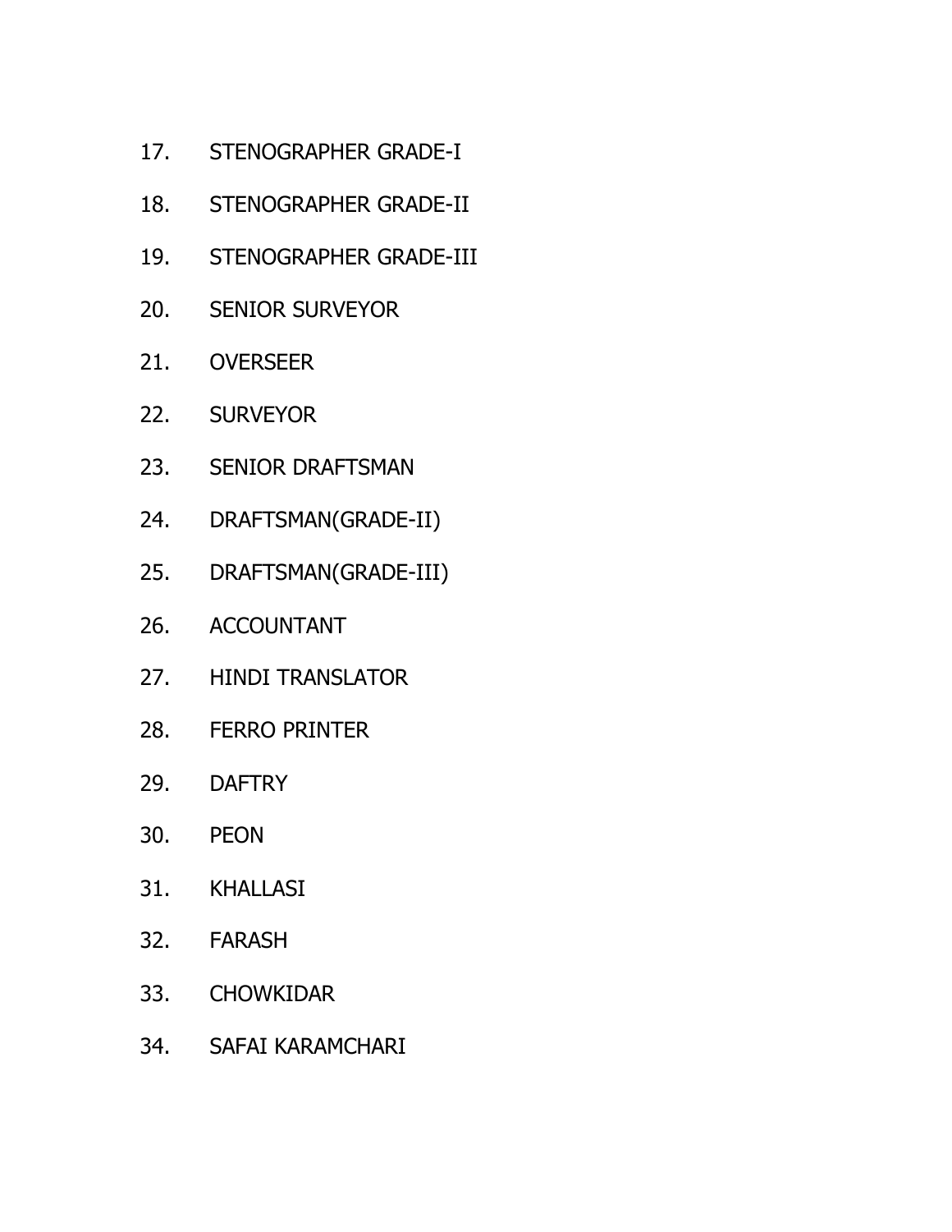17. STENOGRAPHER GRADE-I
18. STENOGRAPHER GRADE-II
19. STENOGRAPHER GRADE-III
20. SENIOR SURVEYOR
21. OVERSEER
22. SURVEYOR
23. SENIOR DRAFTSMAN
24. DRAFTSMAN(GRADE-II)
25. DRAFTSMAN(GRADE-III)
26. ACCOUNTANT
27. HINDI TRANSLATOR
28. FERRO PRINTER
29. DAFTRY
30. PEON
31. KHALLASI
32. FARASH
33. CHOWKIDAR
34. SAFAI KARAMCHARI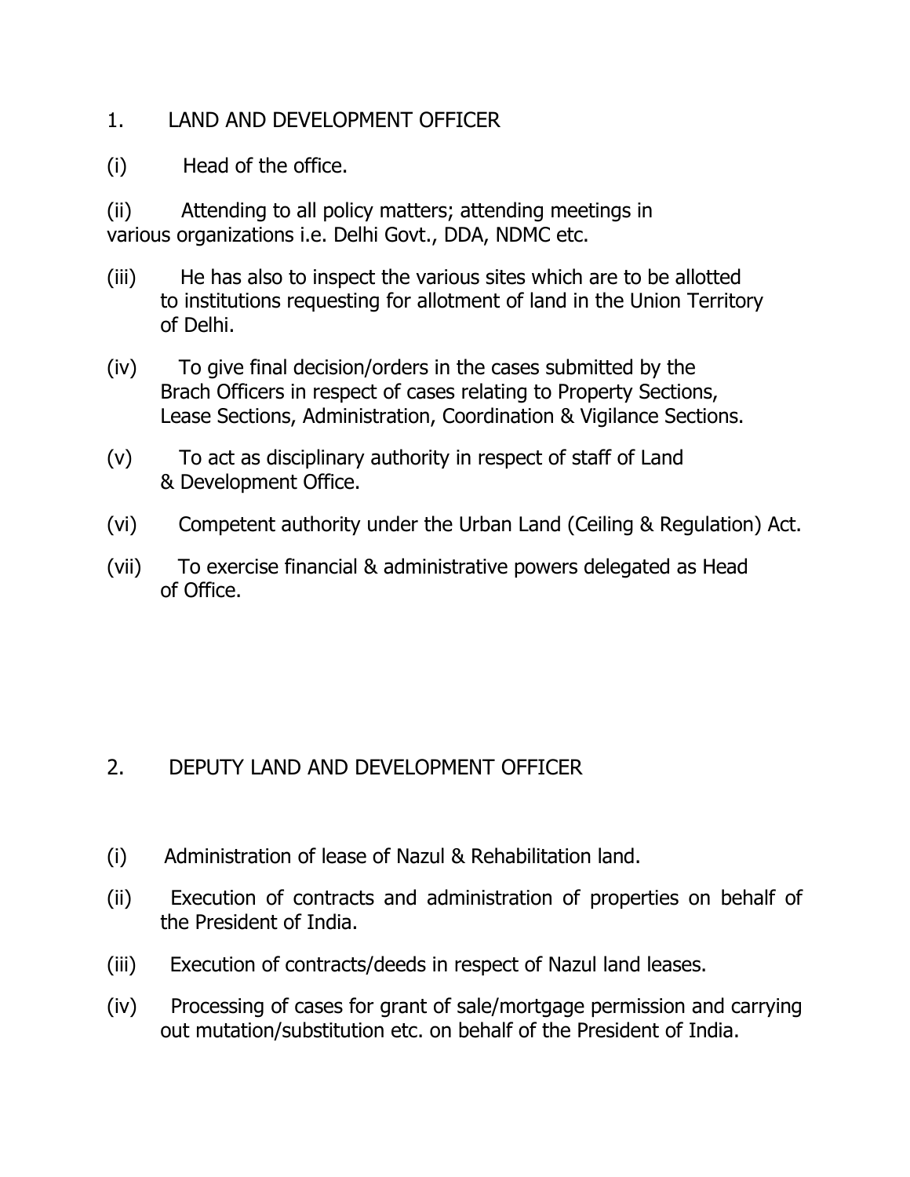1. LAND AND DEVELOPMENT OFFICER

(i) Head of the office.

(ii) Attending to all policy matters; attending meetings in various organizations i.e. Delhi Govt., DDA, NDMC etc.

(iii) He has also to inspect the various sites which are to be allotted to institutions requesting for allotment of land in the Union Territory of Delhi.

(iv) To give final decision/orders in the cases submitted by the Brach Officers in respect of cases relating to Property Sections, Lease Sections, Administration, Coordination & Vigilance Sections.

(v) To act as disciplinary authority in respect of staff of Land & Development Office.

(vi) Competent authority under the Urban Land (Ceiling & Regulation) Act.

(vii) To exercise financial & administrative powers delegated as Head of Office.

2. DEPUTY LAND AND DEVELOPMENT OFFICER

(i) Administration of lease of Nazul & Rehabilitation land.

(ii) Execution of contracts and administration of properties on behalf of the President of India.

(iii) Execution of contracts/deeds in respect of Nazul land leases.

(iv) Processing of cases for grant of sale/mortgage permission and carrying out mutation/substitution etc. on behalf of the President of India.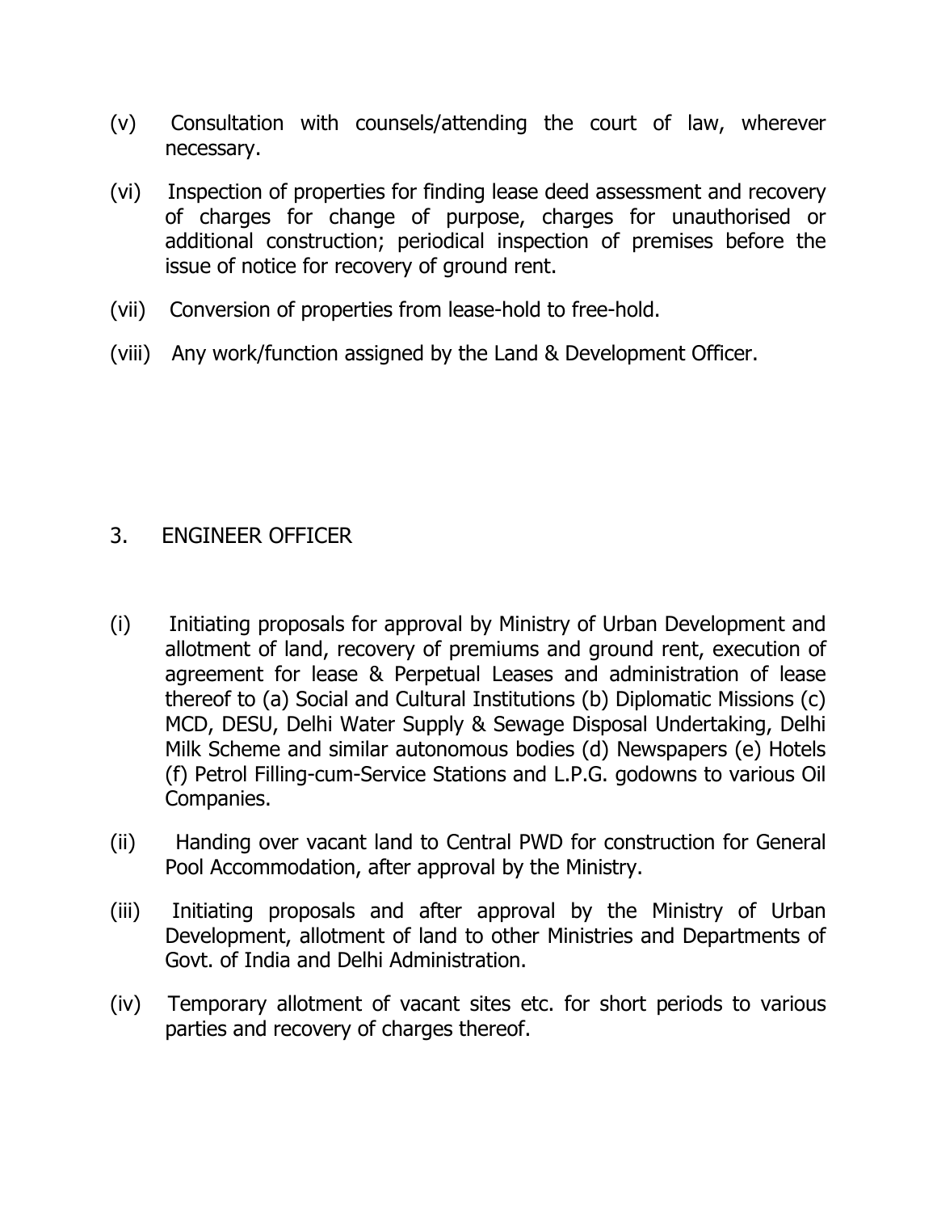(v) Consultation with counsels/attending the court of law, wherever necessary.

(vi) Inspection of properties for finding lease deed assessment and recovery of charges for change of purpose, charges for unauthorised or additional construction; periodical inspection of premises before the issue of notice for recovery of ground rent.

(vii) Conversion of properties from lease-hold to free-hold.

(viii) Any work/function assigned by the Land & Development Officer.

## 3. ENGINEER OFFICER

(i) Initiating proposals for approval by Ministry of Urban Development and allotment of land, recovery of premiums and ground rent, execution of agreement for lease & Perpetual Leases and administration of lease thereof to (a) Social and Cultural Institutions (b) Diplomatic Missions (c) MCD, DESU, Delhi Water Supply & Sewage Disposal Undertaking, Delhi Milk Scheme and similar autonomous bodies (d) Newspapers (e) Hotels (f) Petrol Filling-cum-Service Stations and L.P.G. godowns to various Oil Companies.

(ii) Handing over vacant land to Central PWD for construction for General Pool Accommodation, after approval by the Ministry.

(iii) Initiating proposals and after approval by the Ministry of Urban Development, allotment of land to other Ministries and Departments of Govt. of India and Delhi Administration.

(iv) Temporary allotment of vacant sites etc. for short periods to various parties and recovery of charges thereof.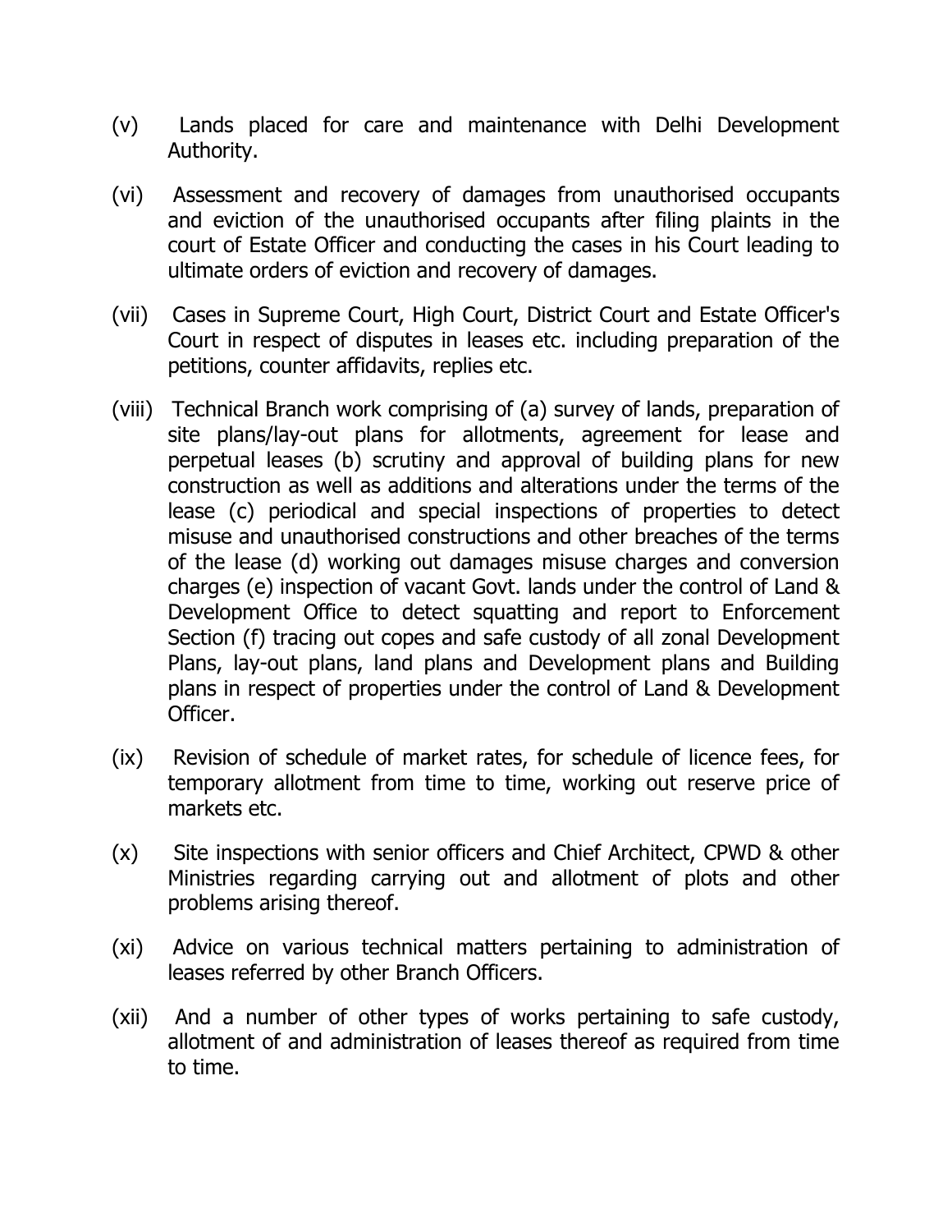(v) Lands placed for care and maintenance with Delhi Development Authority.

(vi) Assessment and recovery of damages from unauthorised occupants and eviction of the unauthorised occupants after filing plaints in the court of Estate Officer and conducting the cases in his Court leading to ultimate orders of eviction and recovery of damages.

(vii) Cases in Supreme Court, High Court, District Court and Estate Officer's Court in respect of disputes in leases etc. including preparation of the petitions, counter affidavits, replies etc.

(viii) Technical Branch work comprising of (a) survey of lands, preparation of site plans/lay-out plans for allotments, agreement for lease and perpetual leases (b) scrutiny and approval of building plans for new construction as well as additions and alterations under the terms of the lease (c) periodical and special inspections of properties to detect misuse and unauthorised constructions and other breaches of the terms of the lease (d) working out damages misuse charges and conversion charges (e) inspection of vacant Govt. lands under the control of Land & Development Office to detect squatting and report to Enforcement Section (f) tracing out copes and safe custody of all zonal Development Plans, lay-out plans, land plans and Development plans and Building plans in respect of properties under the control of Land & Development Officer.

(ix) Revision of schedule of market rates, for schedule of licence fees, for temporary allotment from time to time, working out reserve price of markets etc.

(x) Site inspections with senior officers and Chief Architect, CPWD & other Ministries regarding carrying out and allotment of plots and other problems arising thereof.

(xi) Advice on various technical matters pertaining to administration of leases referred by other Branch Officers.

(xii) And a number of other types of works pertaining to safe custody, allotment of and administration of leases thereof as required from time to time.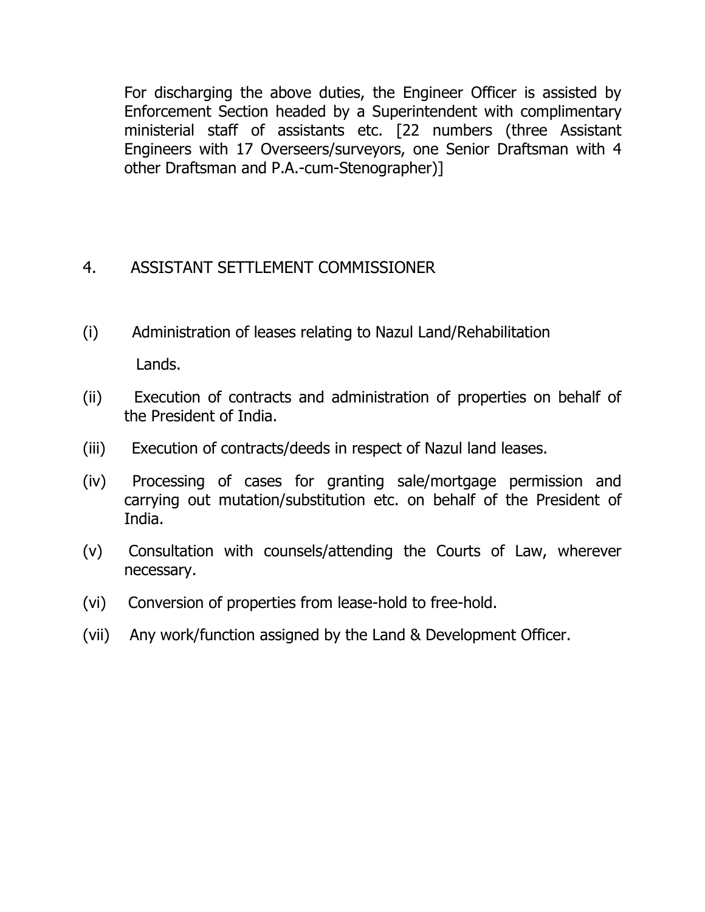For discharging the above duties, the Engineer Officer is assisted by Enforcement Section headed by a Superintendent with complimentary ministerial staff of assistants etc. [22 numbers (three Assistant Engineers with 17 Overseers/surveyors, one Senior Draftsman with 4 other Draftsman and P.A.-cum-Stenographer)]

## 4. ASSISTANT SETTLEMENT COMMISSIONER

(i) Administration of leases relating to Nazul Land/Rehabilitation Lands.

(ii) Execution of contracts and administration of properties on behalf of the President of India.

(iii) Execution of contracts/deeds in respect of Nazul land leases.

(iv) Processing of cases for granting sale/mortgage permission and carrying out mutation/substitution etc. on behalf of the President of India.

(v) Consultation with counsels/attending the Courts of Law, wherever necessary.

(vi) Conversion of properties from lease-hold to free-hold.

(vii) Any work/function assigned by the Land & Development Officer.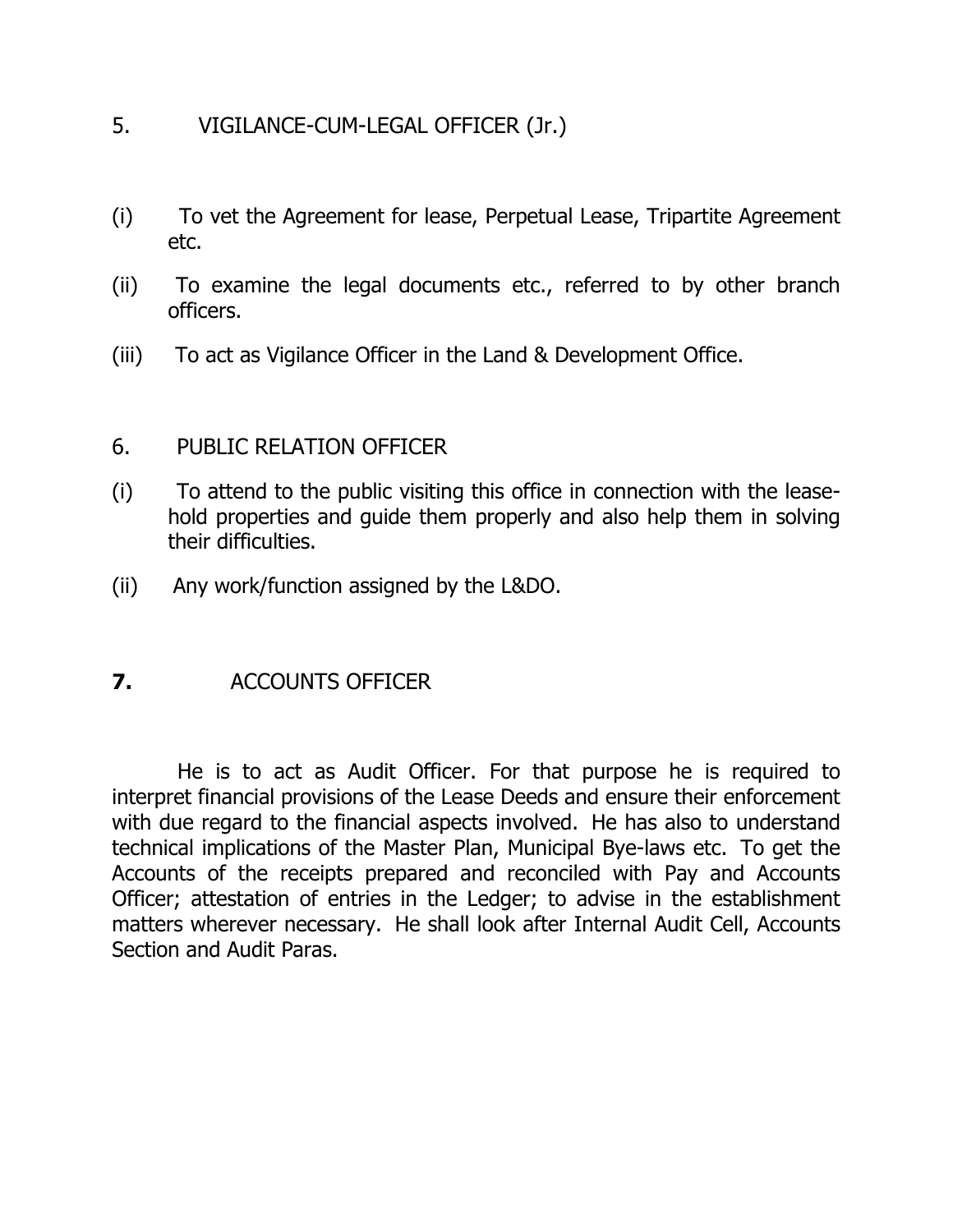## 5. VIGILANCE-CUM-LEGAL OFFICER (Jr.)

(i) To vet the Agreement for lease, Perpetual Lease, Tripartite Agreement etc.

(ii) To examine the legal documents etc., referred to by other branch officers.

(iii) To act as Vigilance Officer in the Land & Development Office.

## 6. PUBLIC RELATION OFFICER

(i) To attend to the public visiting this office in connection with the lease-hold properties and guide them properly and also help them in solving their difficulties.

(ii) Any work/function assigned by the L&DO.

## **7.** ACCOUNTS OFFICER

He is to act as Audit Officer. For that purpose he is required to interpret financial provisions of the Lease Deeds and ensure their enforcement with due regard to the financial aspects involved. He has also to understand technical implications of the Master Plan, Municipal Bye-laws etc. To get the Accounts of the receipts prepared and reconciled with Pay and Accounts Officer; attestation of entries in the Ledger; to advise in the establishment matters wherever necessary. He shall look after Internal Audit Cell, Accounts Section and Audit Paras.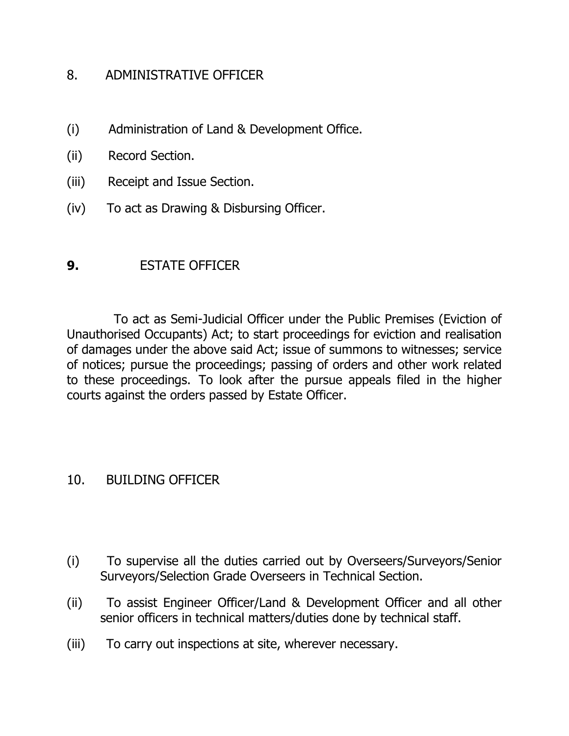## 8. ADMINISTRATIVE OFFICER

(i) Administration of Land & Development Office.

(ii) Record Section.

(iii) Receipt and Issue Section.

(iv) To act as Drawing & Disbursing Officer.

## **9.** ESTATE OFFICER

To act as Semi-Judicial Officer under the Public Premises (Eviction of Unauthorised Occupants) Act; to start proceedings for eviction and realisation of damages under the above said Act; issue of summons to witnesses; service of notices; pursue the proceedings; passing of orders and other work related to these proceedings. To look after the pursue appeals filed in the higher courts against the orders passed by Estate Officer.

## 10. BUILDING OFFICER

(i) To supervise all the duties carried out by Overseers/Surveyors/Senior Surveyors/Selection Grade Overseers in Technical Section.

(ii) To assist Engineer Officer/Land & Development Officer and all other senior officers in technical matters/duties done by technical staff.

(iii) To carry out inspections at site, wherever necessary.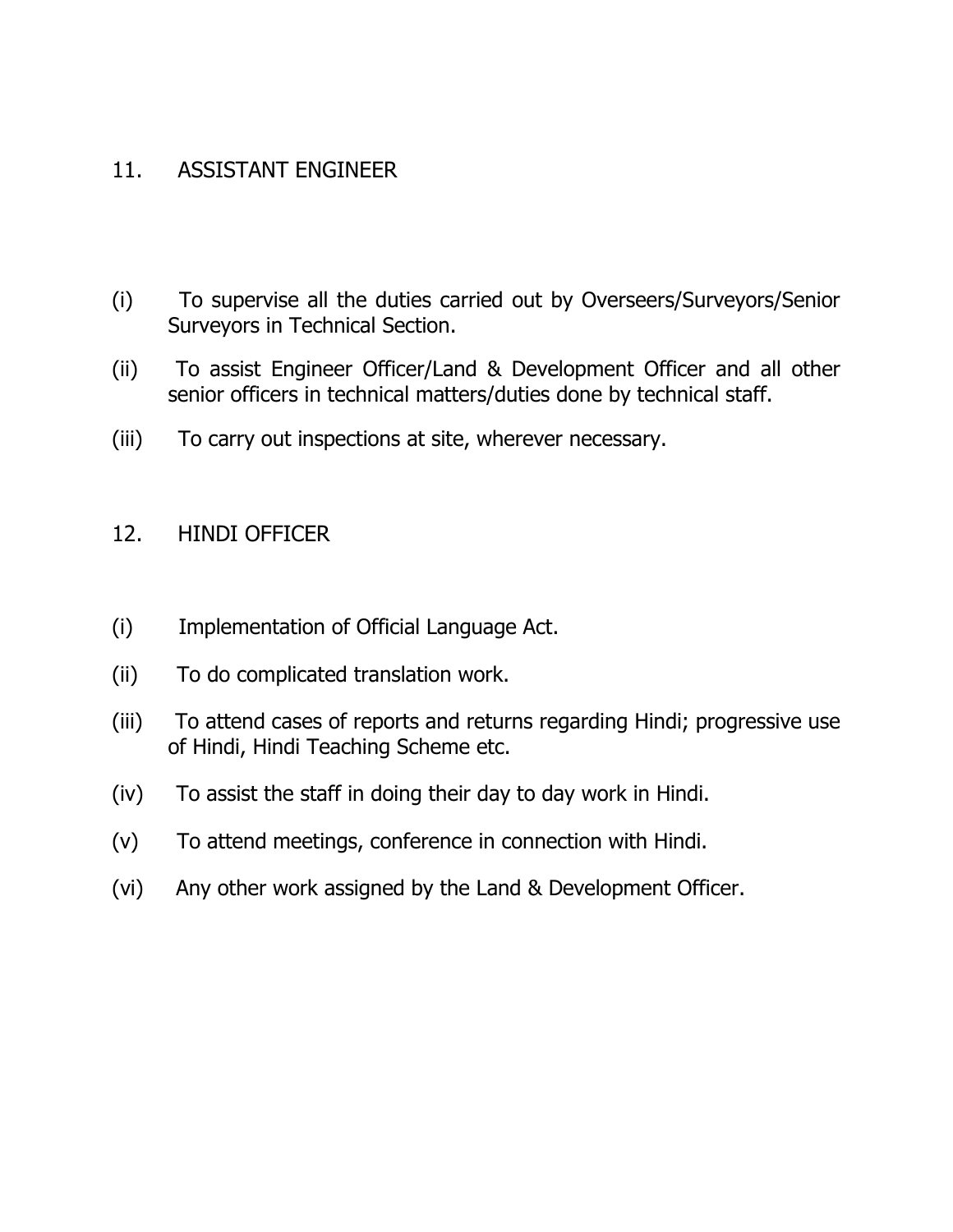## 11. ASSISTANT ENGINEER

(i) To supervise all the duties carried out by Overseers/Surveyors/Senior Surveyors in Technical Section.

(ii) To assist Engineer Officer/Land & Development Officer and all other senior officers in technical matters/duties done by technical staff.

(iii) To carry out inspections at site, wherever necessary.

## 12. HINDI OFFICER

(i) Implementation of Official Language Act.

(ii) To do complicated translation work.

(iii) To attend cases of reports and returns regarding Hindi; progressive use of Hindi, Hindi Teaching Scheme etc.

(iv) To assist the staff in doing their day to day work in Hindi.

(v) To attend meetings, conference in connection with Hindi.

(vi) Any other work assigned by the Land & Development Officer.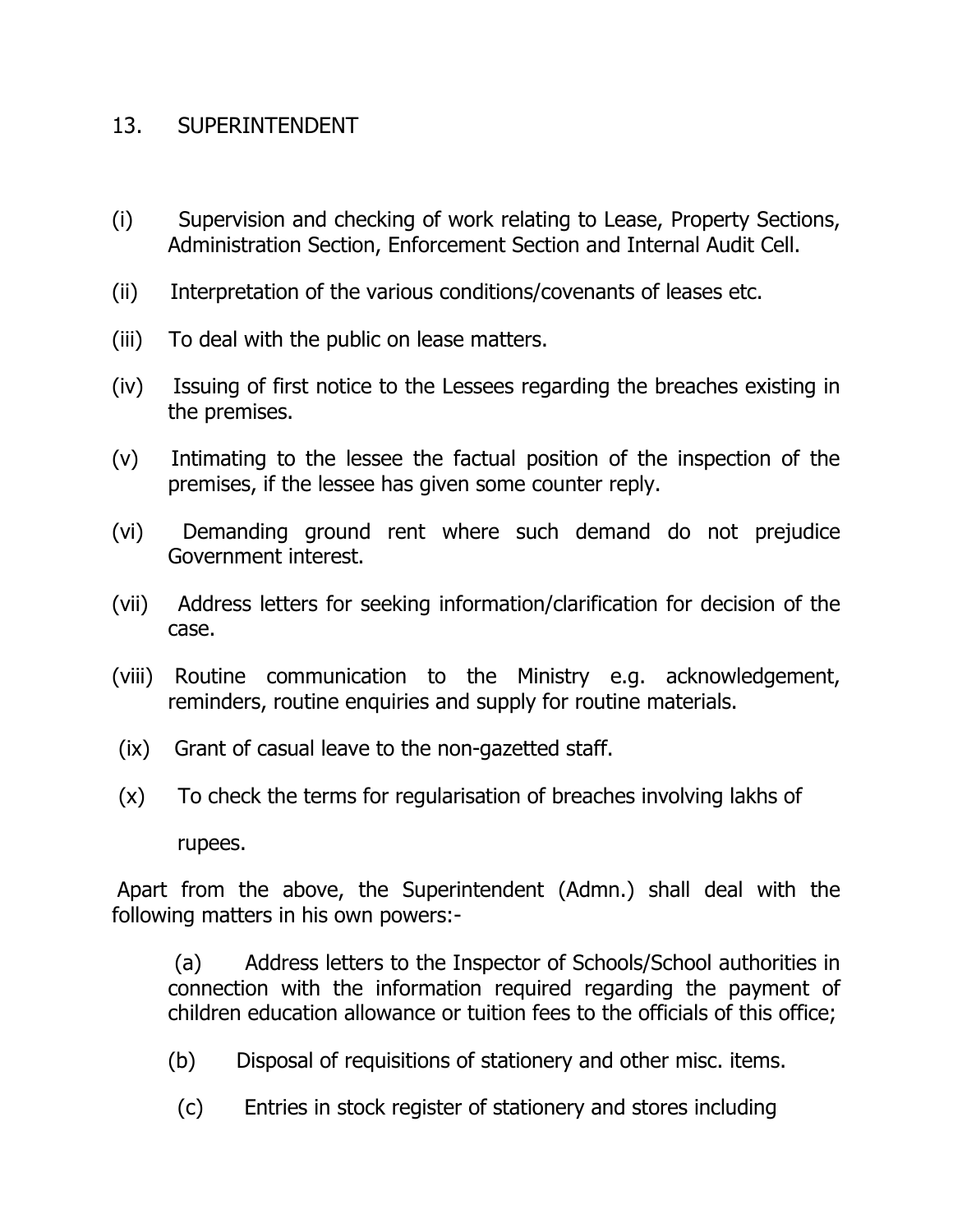## 13. SUPERINTENDENT

(i) Supervision and checking of work relating to Lease, Property Sections, Administration Section, Enforcement Section and Internal Audit Cell.

(ii) Interpretation of the various conditions/covenants of leases etc.

(iii) To deal with the public on lease matters.

(iv) Issuing of first notice to the Lessees regarding the breaches existing in the premises.

(v) Intimating to the lessee the factual position of the inspection of the premises, if the lessee has given some counter reply.

(vi) Demanding ground rent where such demand do not prejudice Government interest.

(vii) Address letters for seeking information/clarification for decision of the case.

(viii) Routine communication to the Ministry e.g. acknowledgement, reminders, routine enquiries and supply for routine materials.

(ix) Grant of casual leave to the non-gazetted staff.

(x) To check the terms for regularisation of breaches involving lakhs of rupees.

Apart from the above, the Superintendent (Admn.) shall deal with the following matters in his own powers:-

(a) Address letters to the Inspector of Schools/School authorities in connection with the information required regarding the payment of children education allowance or tuition fees to the officials of this office;

(b) Disposal of requisitions of stationery and other misc. items.

(c) Entries in stock register of stationery and stores including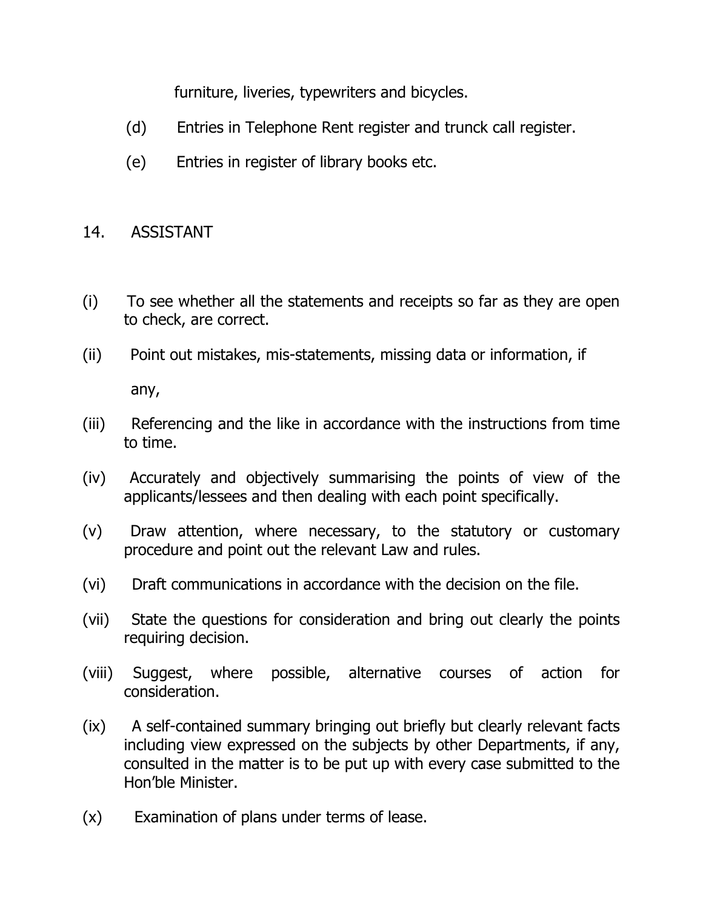furniture, liveries, typewriters and bicycles.

(d) Entries in Telephone Rent register and trunck call register.

(e) Entries in register of library books etc.

## 14. ASSISTANT

(i) To see whether all the statements and receipts so far as they are open to check, are correct.

(ii) Point out mistakes, mis-statements, missing data or information, if any,

(iii) Referencing and the like in accordance with the instructions from time to time.

(iv) Accurately and objectively summarising the points of view of the applicants/lessees and then dealing with each point specifically.

(v) Draw attention, where necessary, to the statutory or customary procedure and point out the relevant Law and rules.

(vi) Draft communications in accordance with the decision on the file.

(vii) State the questions for consideration and bring out clearly the points requiring decision.

(viii) Suggest, where possible, alternative courses of action for consideration.

(ix) A self-contained summary bringing out briefly but clearly relevant facts including view expressed on the subjects by other Departments, if any, consulted in the matter is to be put up with every case submitted to the Hon'ble Minister.

(x) Examination of plans under terms of lease.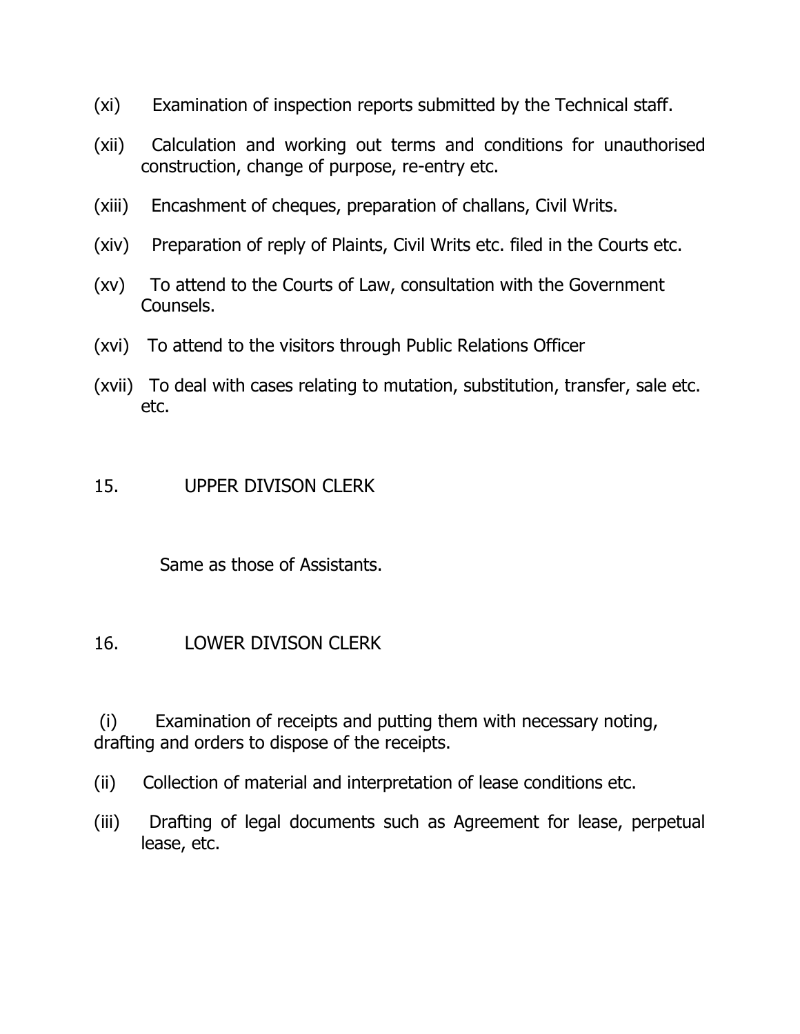(xi) Examination of inspection reports submitted by the Technical staff.

(xii) Calculation and working out terms and conditions for unauthorised construction, change of purpose, re-entry etc.

(xiii) Encashment of cheques, preparation of challans, Civil Writs.

(xiv) Preparation of reply of Plaints, Civil Writs etc. filed in the Courts etc.

(xv) To attend to the Courts of Law, consultation with the Government Counsels.

(xvi) To attend to the visitors through Public Relations Officer

(xvii) To deal with cases relating to mutation, substitution, transfer, sale etc. etc.

## 15. UPPER DIVISON CLERK

Same as those of Assistants.

## 16. LOWER DIVISON CLERK

(i) Examination of receipts and putting them with necessary noting, drafting and orders to dispose of the receipts.

(ii) Collection of material and interpretation of lease conditions etc.

(iii) Drafting of legal documents such as Agreement for lease, perpetual lease, etc.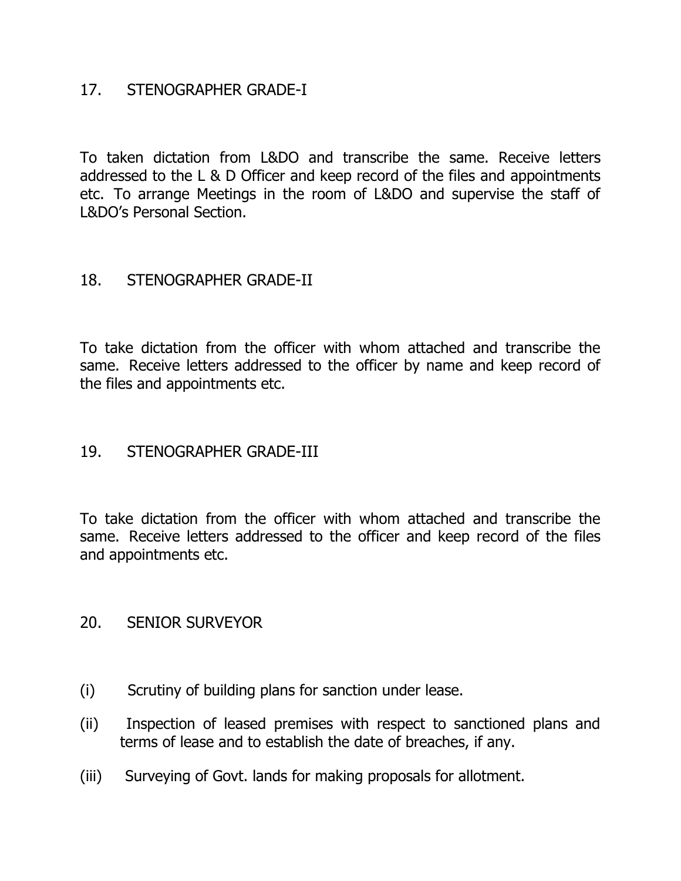## 17. STENOGRAPHER GRADE-I

To taken dictation from L&DO and transcribe the same. Receive letters addressed to the L & D Officer and keep record of the files and appointments etc. To arrange Meetings in the room of L&DO and supervise the staff of L&DO's Personal Section.

## 18. STENOGRAPHER GRADE-II

To take dictation from the officer with whom attached and transcribe the same. Receive letters addressed to the officer by name and keep record of the files and appointments etc.

## 19. STENOGRAPHER GRADE-III

To take dictation from the officer with whom attached and transcribe the same. Receive letters addressed to the officer and keep record of the files and appointments etc.

## 20. SENIOR SURVEYOR

(i) Scrutiny of building plans for sanction under lease.

(ii) Inspection of leased premises with respect to sanctioned plans and terms of lease and to establish the date of breaches, if any.

(iii) Surveying of Govt. lands for making proposals for allotment.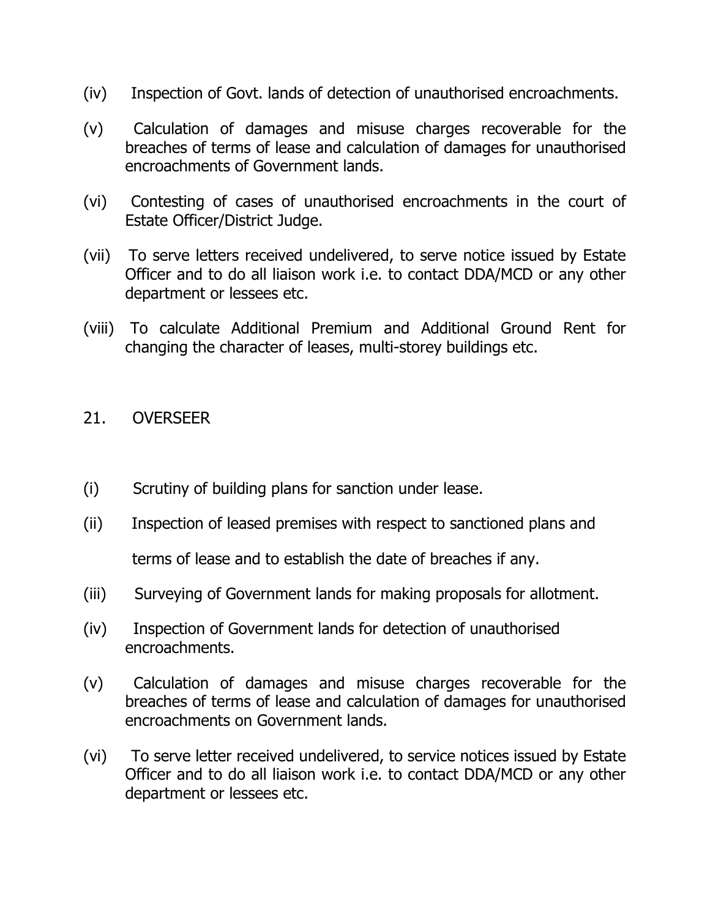(iv) Inspection of Govt. lands of detection of unauthorised encroachments.

(v) Calculation of damages and misuse charges recoverable for the breaches of terms of lease and calculation of damages for unauthorised encroachments of Government lands.

(vi) Contesting of cases of unauthorised encroachments in the court of Estate Officer/District Judge.

(vii) To serve letters received undelivered, to serve notice issued by Estate Officer and to do all liaison work i.e. to contact DDA/MCD or any other department or lessees etc.

(viii) To calculate Additional Premium and Additional Ground Rent for changing the character of leases, multi-storey buildings etc.

## 21. OVERSEER

(i) Scrutiny of building plans for sanction under lease.

(ii) Inspection of leased premises with respect to sanctioned plans and terms of lease and to establish the date of breaches if any.

(iii) Surveying of Government lands for making proposals for allotment.

(iv) Inspection of Government lands for detection of unauthorised encroachments.

(v) Calculation of damages and misuse charges recoverable for the breaches of terms of lease and calculation of damages for unauthorised encroachments on Government lands.

(vi) To serve letter received undelivered, to service notices issued by Estate Officer and to do all liaison work i.e. to contact DDA/MCD or any other department or lessees etc.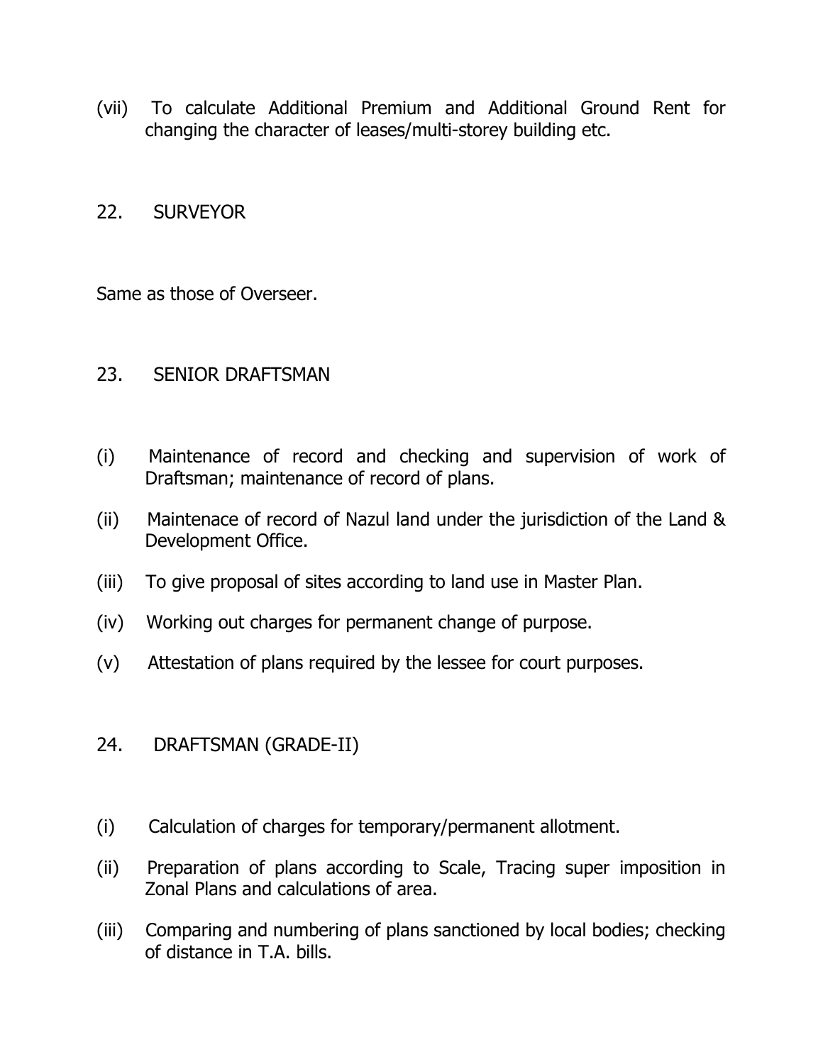(vii) To calculate Additional Premium and Additional Ground Rent for changing the character of leases/multi-storey building etc.

## 22. SURVEYOR

Same as those of Overseer.

## 23. SENIOR DRAFTSMAN

(i) Maintenance of record and checking and supervision of work of Draftsman; maintenance of record of plans.

(ii) Maintenace of record of Nazul land under the jurisdiction of the Land & Development Office.

(iii) To give proposal of sites according to land use in Master Plan.

(iv) Working out charges for permanent change of purpose.

(v) Attestation of plans required by the lessee for court purposes.

## 24. DRAFTSMAN (GRADE-II)

(i) Calculation of charges for temporary/permanent allotment.

(ii) Preparation of plans according to Scale, Tracing super imposition in Zonal Plans and calculations of area.

(iii) Comparing and numbering of plans sanctioned by local bodies; checking of distance in T.A. bills.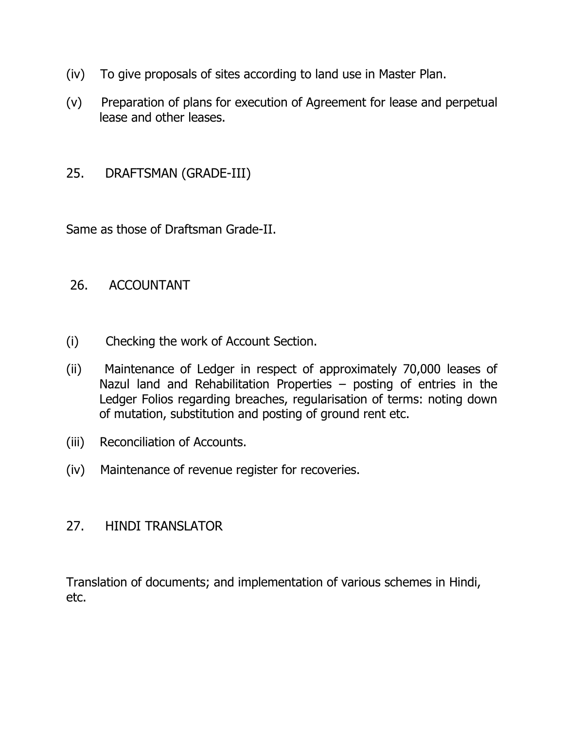(iv) To give proposals of sites according to land use in Master Plan.

(v) Preparation of plans for execution of Agreement for lease and perpetual lease and other leases.

## 25. DRAFTSMAN (GRADE-III)

Same as those of Draftsman Grade-II.

## 26. ACCOUNTANT

(i) Checking the work of Account Section.

(ii) Maintenance of Ledger in respect of approximately 70,000 leases of Nazul land and Rehabilitation Properties – posting of entries in the Ledger Folios regarding breaches, regularisation of terms: noting down of mutation, substitution and posting of ground rent etc.

(iii) Reconciliation of Accounts.

(iv) Maintenance of revenue register for recoveries.

## 27. HINDI TRANSLATOR

Translation of documents; and implementation of various schemes in Hindi, etc.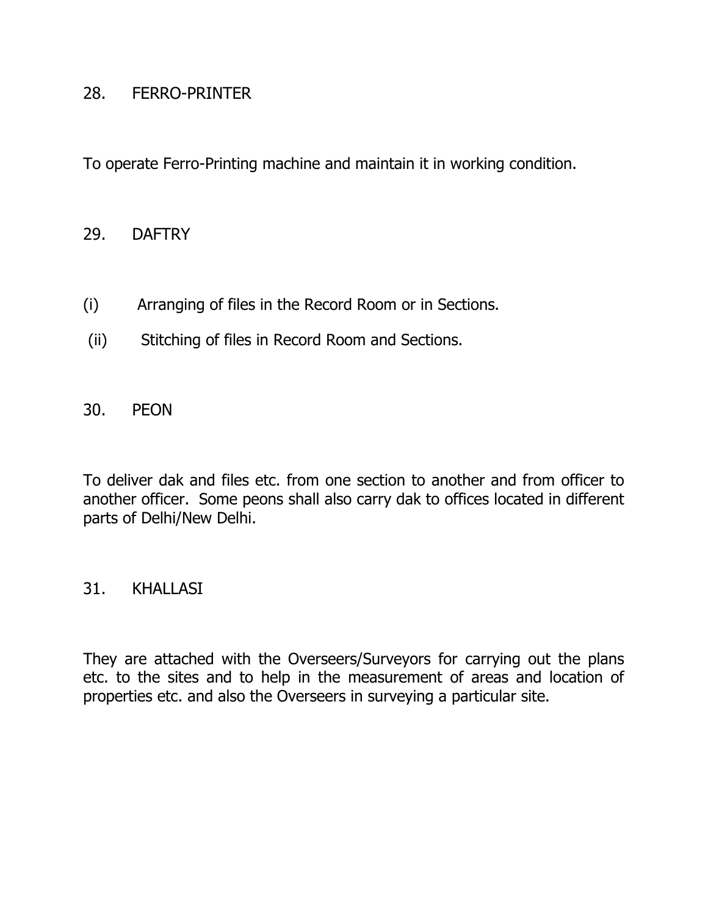## 28. FERRO-PRINTER

To operate Ferro-Printing machine and maintain it in working condition.

## 29. DAFTRY

(i) Arranging of files in the Record Room or in Sections.

(ii) Stitching of files in Record Room and Sections.

## 30. PEON

To deliver dak and files etc. from one section to another and from officer to another officer. Some peons shall also carry dak to offices located in different parts of Delhi/New Delhi.

## 31. KHALLASI

They are attached with the Overseers/Surveyors for carrying out the plans etc. to the sites and to help in the measurement of areas and location of properties etc. and also the Overseers in surveying a particular site.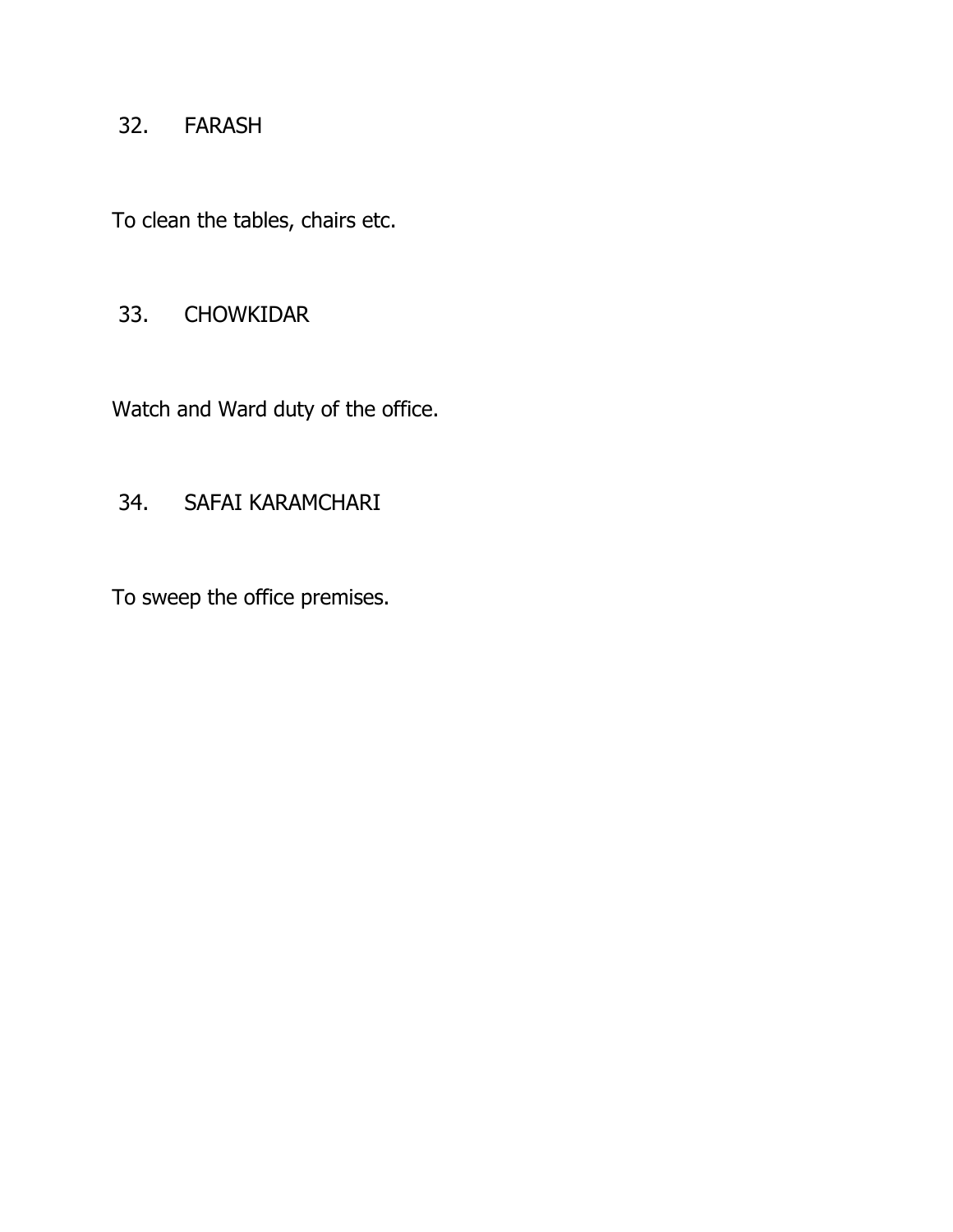32. FARASH

To clean the tables, chairs etc.

33. CHOWKIDAR

Watch and Ward duty of the office.

34. SAFAI KARAMCHARI

To sweep the office premises.